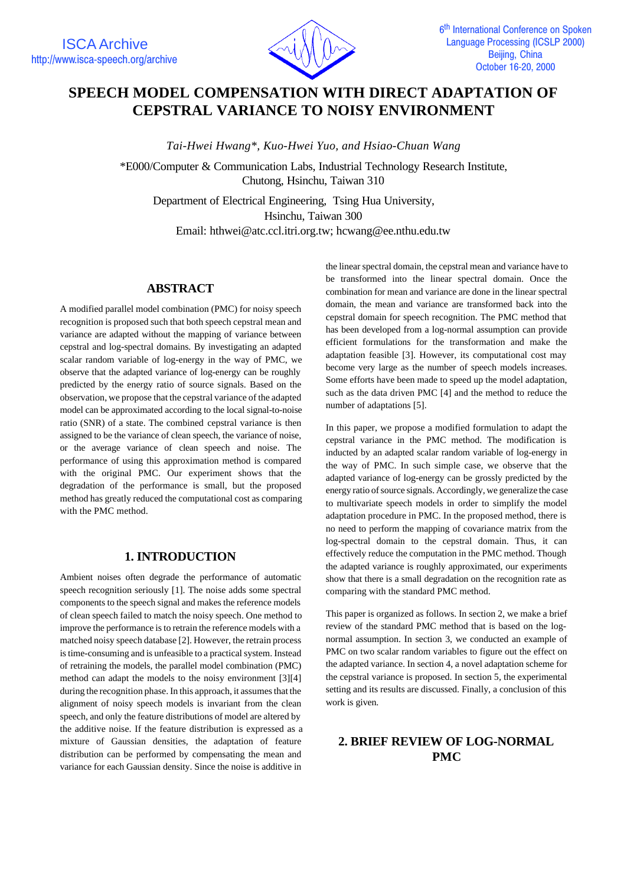# SPEECH MODEL COMPENSATION WITH DIRECT ADAPTATION OF CEPSTRAL VARIANCE TO NOISY ENVIRONMENT

*Tai-Hwei Hwang\*, Kuo-Hwei Yuo, and Hsiao-Chuan Wang*

\*E000/Computer & Communication Labs, Industrial Technology Research Institute, Chutong, Hsinchu, Taiwan 310

Department of Electrical Engineering, Tsing Hua University, Hsinchu, Taiwan 300

Email: hthwei@atc.ccl.itri.org.tw; hcwang@ee.nthu.edu.tw

## ABSTRACT

A modified parallel model combination (PMC) for noisy speech recognition is proposed such that both speech cepstral mean and variance are adapted without the mapping of variance between cepstral and log-spectral domains. By investigating an adapted scalar random variable of log-energy in the way of PMC, we observe that the adapted variance of log-energy can be roughly predicted by the energy ratio of source signals. Based on the observation, we propose that the cepstral variance of the adapted model can be approximated according to the local signal-to-noise ratio (SNR) of a state. The combined cepstral variance is then assigned to be the variance of clean speech, the variance of noise, or the average variance of clean speech and noise. The performance of using this approximation method is compared with the original PMC. Our experiment shows that the degradation of the performance is small, but the proposed method has greatly reduced the computational cost as comparing with the PMC method.

## 1. INTRODUCTION

Ambient noises often degrade the performance of automatic speech recognition seriously [1]. The noise adds some spectral components to the speech signal and makes the reference models of clean speech failed to match the noisy speech. One method to improve the performance is to retrain the reference models with a matched noisy speech database [2]. However, the retrain process is time-consuming and is unfeasible to a practical system. Instead of retraining the models, the parallel model combination (PMC) method can adapt the models to the noisy environment [3][4] during the recognition phase. In this approach, it assumes that the alignment of noisy speech models is invariant from the clean speech, and only the feature distributions of model are altered by the additive noise. If the feature distribution is expressed as a mixture of Gaussian densities, the adaptation of feature distribution can be performed by compensating the mean and variance for each Gaussian density. Since the noise is additive in the linear spectral domain, the cepstral mean and variance have to be transformed into the linear spectral domain. Once the combination for mean and variance are done in the linear spectral domain, the mean and variance are transformed back into the cepstral domain for speech recognition. The PMC method that has been developed from a log-normal assumption can provide efficient formulations for the transformation and make the adaptation feasible [3]. However, its computational cost may become very large as the number of speech models increases. Some efforts have been made to speed up the model adaptation, such as the data driven PMC [4] and the method to reduce the number of adaptations [5].

In this paper, we propose a modified formulation to adapt the cepstral variance in the PMC method. The modification is inducted by an adapted scalar random variable of log-energy in the way of PMC. In such simple case, we observe that the adapted variance of log-energy can be grossly predicted by the energy ratio of source signals. Accordingly, we generalize the case to multivariate speech models in order to simplify the model adaptation procedure in PMC. In the proposed method, there is no need to perform the mapping of covariance matrix from the log-spectral domain to the cepstral domain. Thus, it can effectively reduce the computation in the PMC method. Though the adapted variance is roughly approximated, our experiments show that there is a small degradation on the recognition rate as comparing with the standard PMC method.

This paper is organized as follows. In section 2, we make a brief review of the standard PMC method that is based on the log-normal assumption. In section 3, we conducted an example of PMC on two scalar random variables to figure out the effect on the adapted variance. In section 4, a novel adaptation scheme for the cepstral variance is proposed. In section 5, the experimental setting and its results are discussed. Finally, a conclusion of this work is given.

## 2. BRIEF REVIEW OF LOG-NORMAL PMC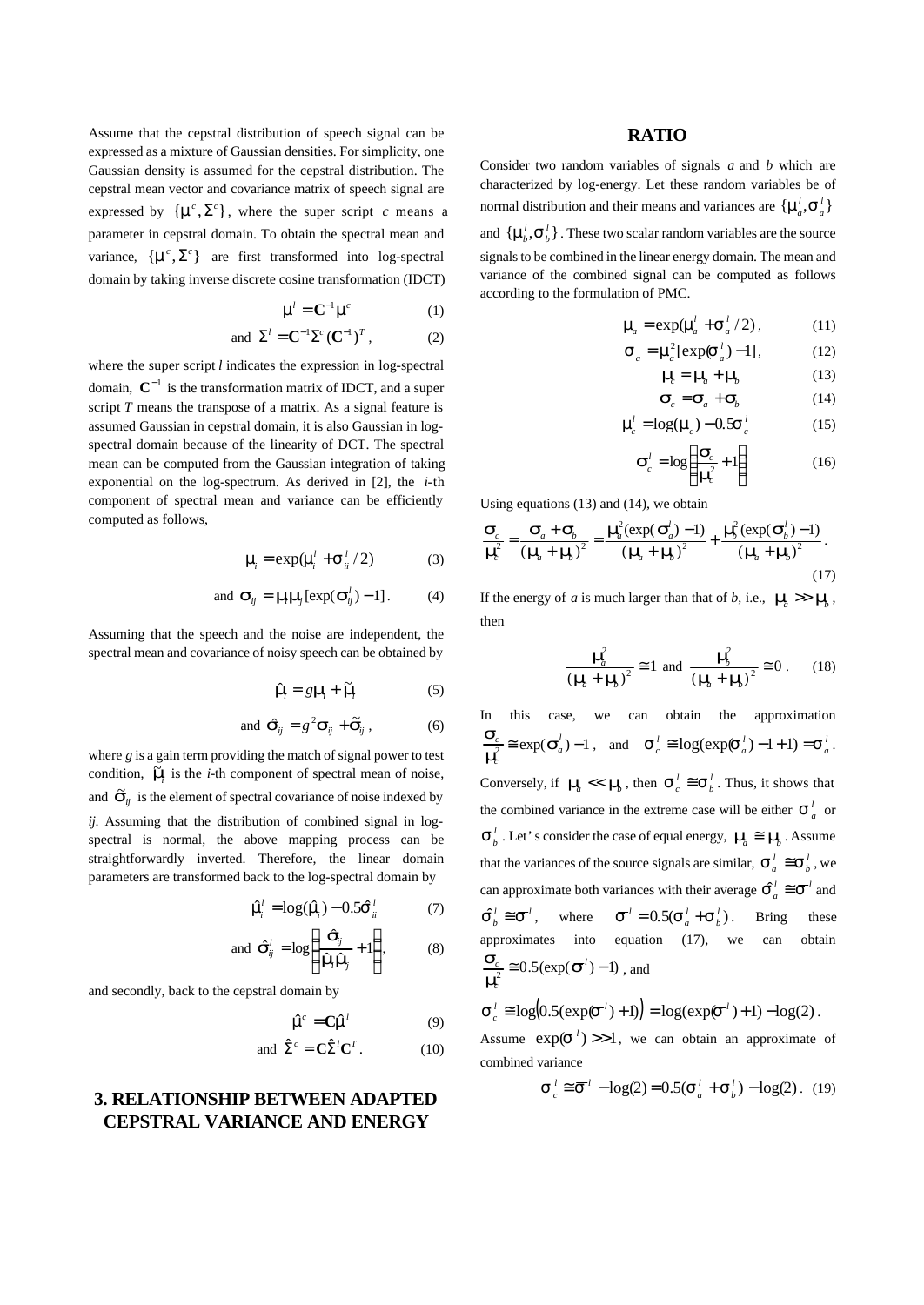Assume that the cepstral distribution of speech signal can be expressed as a mixture of Gaussian densities. For simplicity, one Gaussian density is assumed for the cepstral distribution. The cepstral mean vector and covariance matrix of speech signal are expressed by $\{\mu^c, \Sigma^c\}$, where the super script $c$ means a parameter in cepstral domain. To obtain the spectral mean and variance, $\{\mu^c, \Sigma^c\}$ are first transformed into log-spectral domain by taking inverse discrete cosine transformation (IDCT)

$$\mu^l = \mathbf{C}^{-1}\mu^c \tag{1}$$

$$\text{and} \quad \Sigma^l = \mathbf{C}^{-1}\Sigma^c(\mathbf{C}^{-1})^T, \tag{2}$$

where the super script $l$ indicates the expression in log-spectral domain, $\mathbf{C}^{-1}$ is the transformation matrix of IDCT, and a super script $T$ means the transpose of a matrix. As a signal feature is assumed Gaussian in cepstral domain, it is also Gaussian in log-spectral domain because of the linearity of DCT. The spectral mean can be computed from the Gaussian integration of taking exponential on the log-spectrum. As derived in [2], the $i$-th component of spectral mean and variance can be efficiently computed as follows,

$$\mu_i = \exp(\mu_i^l + \sigma_{ii}^l/2) \tag{3}$$

$$\text{and} \quad \sigma_{ij} = \mu_i\mu_j[\exp(\sigma_{ij}^l) - 1]. \tag{4}$$

Assuming that the speech and the noise are independent, the spectral mean and covariance of noisy speech can be obtained by

$$\hat{\mu}_i = g\mu_i + \tilde{\mu}_i \tag{5}$$

$$\text{and} \quad \hat{\sigma}_{ij} = g^2\sigma_{ij} + \tilde{\sigma}_{ij}, \tag{6}$$

where $g$ is a gain term providing the match of signal power to test condition, $\tilde{\mu}_i$ is the $i$-th component of spectral mean of noise, and $\tilde{\sigma}_{ij}$ is the element of spectral covariance of noise indexed by $ij$. Assuming that the distribution of combined signal in log-spectral is normal, the above mapping process can be straightforwardly inverted. Therefore, the linear domain parameters are transformed back to the log-spectral domain by

$$\hat{\mu}_i^l = \log(\hat{\mu}_i) - 0.5\hat{\sigma}_{ii}^l \tag{7}$$

$$\text{and} \quad \hat{\sigma}_{ij}^l = \log\left(\frac{\hat{\sigma}_{ij}}{\hat{\mu}_i\hat{\mu}_j} + 1\right), \tag{8}$$

and secondly, back to the cepstral domain by

$$\hat{\mu}^c = \mathbf{C}\hat{\mu}^l \tag{9}$$

$$\text{and} \quad \hat{\Sigma}^c = \mathbf{C}\hat{\Sigma}^l\mathbf{C}^T. \tag{10}$$

## 3. RELATIONSHIP BETWEEN ADAPTED CEPSTRAL VARIANCE AND ENERGY RATIO

Consider two random variables of signals $a$ and $b$ which are characterized by log-energy. Let these random variables be of normal distribution and their means and variances are $\{\mu_a^l, \sigma_a^l\}$ and $\{\mu_b^l, \sigma_b^l\}$. These two scalar random variables are the source signals to be combined in the linear energy domain. The mean and variance of the combined signal can be computed as follows according to the formulation of PMC.

$$\mu_a = \exp(\mu_a^l + \sigma_a^l/2), \tag{11}$$

$$\sigma_a = \mu_a^2[\exp(\sigma_a^l) - 1], \tag{12}$$

$$\mu_c = \mu_a + \mu_b \tag{13}$$

$$\sigma_c = \sigma_a + \sigma_b \tag{14}$$

$$\mu_c^l = \log(\mu_c) - 0.5\sigma_c^l \tag{15}$$

$$\sigma_c^l = \log\left(\frac{\sigma_c}{\mu_c^2} + 1\right) \tag{16}$$

Using equations (13) and (14), we obtain

$$\frac{\sigma_c}{\mu_c^2} = \frac{\sigma_a + \sigma_b}{(\mu_a + \mu_b)^2} = \frac{\mu_a^2(\exp(\sigma_a^l) - 1)}{(\mu_a + \mu_b)^2} + \frac{\mu_b^2(\exp(\sigma_b^l) - 1)}{(\mu_a + \mu_b)^2}. \tag{17}$$

If the energy of $a$ is much larger than that of $b$, i.e., $\mu_a >> \mu_b$, then

$$\frac{\mu_a^2}{(\mu_a + \mu_b)^2} \cong 1 \text{ and } \frac{\mu_b^2}{(\mu_a + \mu_b)^2} \cong 0. \tag{18}$$

In this case, we can obtain the approximation $\frac{\sigma_c}{\mu_c^2} \cong \exp(\sigma_a^l) - 1$, and $\sigma_c^l \cong \log(\exp(\sigma_a^l) - 1 + 1) = \sigma_a^l$. Conversely, if $\mu_a << \mu_b$, then $\sigma_c^l \cong \sigma_b^l$. Thus, it shows that the combined variance in the extreme case will be either $\sigma_a^l$ or $\sigma_b^l$. Let's consider the case of equal energy, $\mu_a \cong \mu_b$. Assume that the variances of the source signals are similar, $\sigma_a^l \cong \sigma_b^l$, we can approximate both variances with their average $\hat{\sigma}_a^l \cong \bar{\sigma}^l$ and $\hat{\sigma}_b^l \cong \bar{\sigma}^l$, where $\bar{\sigma}^l = 0.5(\sigma_a^l + \sigma_b^l)$. Bring these approximates into equation (17), we can obtain $\frac{\sigma_c}{\mu_c^2} \cong 0.5(\exp(\bar{\sigma}^l) - 1)$, and

$$\sigma_c^l \cong \log\left(0.5(\exp(\bar{\sigma}^l) + 1)\right) = \log(\exp(\bar{\sigma}^l) + 1) - \log(2).$$

Assume $\exp(\bar{\sigma}^l) >> 1$, we can obtain an approximate of combined variance

$$\sigma_c^l \cong \bar{\sigma}^l - \log(2) = 0.5(\sigma_a^l + \sigma_b^l) - \log(2). \tag{19}$$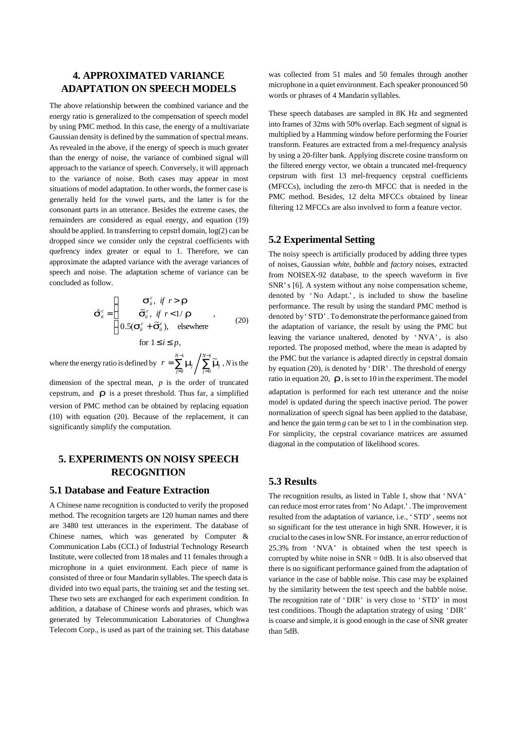## 4. APPROXIMATED VARIANCE ADAPTATION ON SPEECH MODELS

The above relationship between the combined variance and the energy ratio is generalized to the compensation of speech model by using PMC method. In this case, the energy of a multivariate Gaussian density is defined by the summation of spectral means. As revealed in the above, if the energy of speech is much greater than the energy of noise, the variance of combined signal will approach to the variance of speech. Conversely, it will approach to the variance of noise. Both cases may appear in most situations of model adaptation. In other words, the former case is generally held for the vowel parts, and the latter is for the consonant parts in an utterance. Besides the extreme cases, the remainders are considered as equal energy, and equation (19) should be applied. In transferring to cepstrl domain, log(2) can be dropped since we consider only the cepstral coefficients with quefrency index greater or equal to 1. Therefore, we can approximate the adapted variance with the average variances of speech and noise. The adaptation scheme of variance can be concluded as follow.

$$\hat{\sigma}_{ii}^{c} = \begin{cases} \sigma_{ii}^{c}, & if\ r > \rho \\ \tilde{\sigma}_{ii}^{c}, & if\ r < 1/\rho \\ 0.5(\sigma_{ii}^{c} + \tilde{\sigma}_{ii}^{c}), & \text{elsewhere} \end{cases}, \qquad (20)$$

$$\text{for } 1 \le i \le p,$$

where the energy ratio is defined by $r = \sum_{j=0}^{N-1} \mu_j \Big/ \sum_{j=0}^{N-1} \tilde{\mu}_j$, $N$ is the dimension of the spectral mean, $p$ is the order of truncated cepstrum, and $\rho$ is a preset threshold. Thus far, a simplified version of PMC method can be obtained by replacing equation (10) with equation (20). Because of the replacement, it can significantly simplify the computation.

## 5. EXPERIMENTS ON NOISY SPEECH RECOGNITION

### 5.1 Database and Feature Extraction

A Chinese name recognition is conducted to verify the proposed method. The recognition targets are 120 human names and there are 3480 test utterances in the experiment. The database of Chinese names, which was generated by Computer & Communication Labs (CCL) of Industrial Technology Research Institute, were collected from 18 males and 11 females through a microphone in a quiet environment. Each piece of name is consisted of three or four Mandarin syllables. The speech data is divided into two equal parts, the training set and the testing set. These two sets are exchanged for each experiment condition. In addition, a database of Chinese words and phrases, which was generated by Telecommunication Laboratories of Chunghwa Telecom Corp., is used as part of the training set. This database was collected from 51 males and 50 females through another microphone in a quiet environment. Each speaker pronounced 50 words or phrases of 4 Mandarin syllables.

These speech databases are sampled in 8K Hz and segmented into frames of 32ms with 50% overlap. Each segment of signal is multiplied by a Hamming window before performing the Fourier transform. Features are extracted from a mel-frequency analysis by using a 20-filter bank. Applying discrete cosine transform on the filtered energy vector, we obtain a truncated mel-frequency cepstrum with first 13 mel-frequency cepstral coefficients (MFCCs), including the zero-th MFCC that is needed in the PMC method. Besides, 12 delta MFCCs obtained by linear filtering 12 MFCCs are also involved to form a feature vector.

### 5.2 Experimental Setting

The noisy speech is artificially produced by adding three types of noises, Gaussian *white*, *babble* and *factory* noises, extracted from NOISEX-92 database, to the speech waveform in five SNR's [6]. A system without any noise compensation scheme, denoted by 'No Adapt.', is included to show the baseline performance. The result by using the standard PMC method is denoted by 'STD'. To demonstrate the performance gained from the adaptation of variance, the result by using the PMC but leaving the variance unaltered, denoted by 'NVA', is also reported. The proposed method, where the mean is adapted by the PMC but the variance is adapted directly in cepstral domain by equation (20), is denoted by 'DIR'. The threshold of energy ratio in equation 20, $\rho$, is set to 10 in the experiment. The model adaptation is performed for each test utterance and the noise model is updated during the speech inactive period. The power normalization of speech signal has been applied to the database, and hence the gain term $g$ can be set to 1 in the combination step. For simplicity, the cepstral covariance matrices are assumed diagonal in the computation of likelihood scores.

### 5.3 Results

The recognition results, as listed in Table 1, show that 'NVA' can reduce most error rates from 'No Adapt.'. The improvement resulted from the adaptation of variance, i.e., 'STD', seems not so significant for the test utterance in high SNR. However, it is crucial to the cases in low SNR. For instance, an error reduction of 25.3% from 'NVA' is obtained when the test speech is corrupted by white noise in SNR = 0dB. It is also observed that there is no significant performance gained from the adaptation of variance in the case of babble noise. This case may be explained by the similarity between the test speech and the babble noise. The recognition rate of 'DIR' is very close to 'STD' in most test conditions. Though the adaptation strategy of using 'DIR' is coarse and simple, it is good enough in the case of SNR greater than 5dB.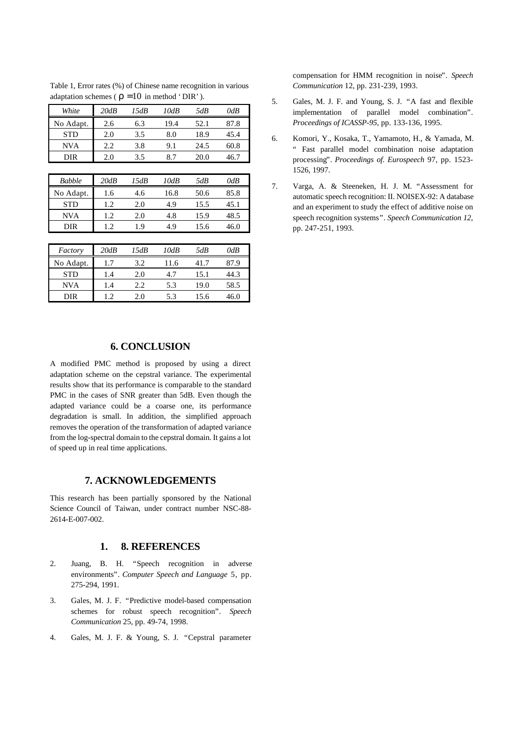Table 1, Error rates (%) of Chinese name recognition in various adaptation schemes ( $\rho = 10$ in method 'DIR').

| *White* | *20dB* | *15dB* | *10dB* | *5dB* | *0dB* |
|---|---|---|---|---|---|
| No Adapt. | 2.6 | 6.3 | 19.4 | 52.1 | 87.8 |
| STD | 2.0 | 3.5 | 8.0 | 18.9 | 45.4 |
| NVA | 2.2 | 3.8 | 9.1 | 24.5 | 60.8 |
| DIR | 2.0 | 3.5 | 8.7 | 20.0 | 46.7 |

| *Babble* | *20dB* | *15dB* | *10dB* | *5dB* | *0dB* |
|---|---|---|---|---|---|
| No Adapt. | 1.6 | 4.6 | 16.8 | 50.6 | 85.8 |
| STD | 1.2 | 2.0 | 4.9 | 15.5 | 45.1 |
| NVA | 1.2 | 2.0 | 4.8 | 15.9 | 48.5 |
| DIR | 1.2 | 1.9 | 4.9 | 15.6 | 46.0 |

| *Factory* | *20dB* | *15dB* | *10dB* | *5dB* | *0dB* |
|---|---|---|---|---|---|
| No Adapt. | 1.7 | 3.2 | 11.6 | 41.7 | 87.9 |
| STD | 1.4 | 2.0 | 4.7 | 15.1 | 44.3 |
| NVA | 1.4 | 2.2 | 5.3 | 19.0 | 58.5 |
| DIR | 1.2 | 2.0 | 5.3 | 15.6 | 46.0 |

## 6. CONCLUSION

A modified PMC method is proposed by using a direct adaptation scheme on the cepstral variance. The experimental results show that its performance is comparable to the standard PMC in the cases of SNR greater than 5dB. Even though the adapted variance could be a coarse one, its performance degradation is small. In addition, the simplified approach removes the operation of the transformation of adapted variance from the log-spectral domain to the cepstral domain. It gains a lot of speed up in real time applications.

## 7. ACKNOWLEDGEMENTS

This research has been partially sponsored by the National Science Council of Taiwan, under contract number NSC-88-2614-E-007-002.

## 1. 8. REFERENCES

2. Juang, B. H. "Speech recognition in adverse environments". *Computer Speech and Language* 5, pp. 275-294, 1991.

3. Gales, M. J. F. "Predictive model-based compensation schemes for robust speech recognition". *Speech Communication* 25, pp. 49-74, 1998.

4. Gales, M. J. F. & Young, S. J. "Cepstral parameter compensation for HMM recognition in noise". *Speech Communication* 12, pp. 231-239, 1993.

5. Gales, M. J. F. and Young, S. J. "A fast and flexible implementation of parallel model combination". *Proceedings of ICASSP-95*, pp. 133-136, 1995.

6. Komori, Y., Kosaka, T., Yamamoto, H., & Yamada, M. " Fast parallel model combination noise adaptation processing". *Proceedings of. Eurospeech* 97, pp. 1523-1526, 1997.

7. Varga, A. & Steeneken, H. J. M. "Assessment for automatic speech recognition: II. NOISEX-92: A database and an experiment to study the effect of additive noise on speech recognition systems". *Speech Communication 12*, pp. 247-251, 1993.